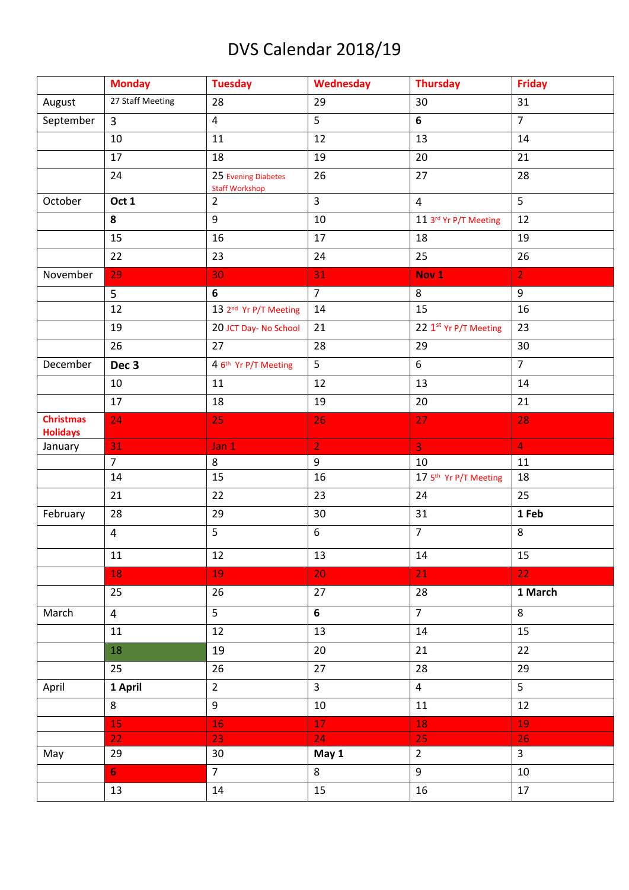# DVS Calendar 2018/19

| | Monday | Tuesday | Wednesday | Thursday | Friday |
|---|---|---|---|---|---|
| August | 27 Staff Meeting | 28 | 29 | 30 | 31 |
| September | 3 | 4 | 5 | **6** | 7 |
| | 10 | 11 | 12 | 13 | 14 |
| | 17 | 18 | 19 | 20 | 21 |
| | 24 | 25 Evening Diabetes Staff Workshop | 26 | 27 | 28 |
| October | **Oct 1** | 2 | 3 | 4 | 5 |
| | **8** | 9 | 10 | 11 3rd Yr P/T Meeting | 12 |
| | 15 | 16 | 17 | 18 | 19 |
| | 22 | 23 | 24 | 25 | 26 |
| November | 29 | 30 | 31 | **Nov 1** | 2 |
| | 5 | **6** | 7 | 8 | 9 |
| | 12 | 13 2nd Yr P/T Meeting | 14 | 15 | 16 |
| | 19 | 20 JCT Day- No School | 21 | 22 1st Yr P/T Meeting | 23 |
| | 26 | 27 | 28 | 29 | 30 |
| December | **Dec 3** | 4 6th Yr P/T Meeting | 5 | 6 | 7 |
| | 10 | 11 | 12 | 13 | 14 |
| | 17 | 18 | 19 | 20 | 21 |
| **Christmas Holidays** | 24 | 25 | 26 | 27 | 28 |
| January | 31 | Jan 1 | 2 | 3 | 4 |
| | 7 | 8 | 9 | 10 | 11 |
| | 14 | 15 | 16 | 17 5th Yr P/T Meeting | 18 |
| | 21 | 22 | 23 | 24 | 25 |
| February | 28 | 29 | 30 | 31 | **1 Feb** |
| | 4 | 5 | 6 | 7 | 8 |
| | 11 | 12 | 13 | 14 | 15 |
| | 18 | 19 | 20 | 21 | 22 |
| | 25 | 26 | 27 | 28 | **1 March** |
| March | 4 | 5 | **6** | 7 | 8 |
| | 11 | 12 | 13 | 14 | 15 |
| | 18 | 19 | 20 | 21 | 22 |
| | 25 | 26 | 27 | 28 | 29 |
| April | **1 April** | 2 | 3 | 4 | 5 |
| | 8 | 9 | 10 | 11 | 12 |
| | 15 | 16 | 17 | 18 | 19 |
| | 22 | 23 | 24 | 25 | 26 |
| May | 29 | 30 | **May 1** | 2 | 3 |
| | 6 | 7 | 8 | 9 | 10 |
| | 13 | 14 | 15 | 16 | 17 |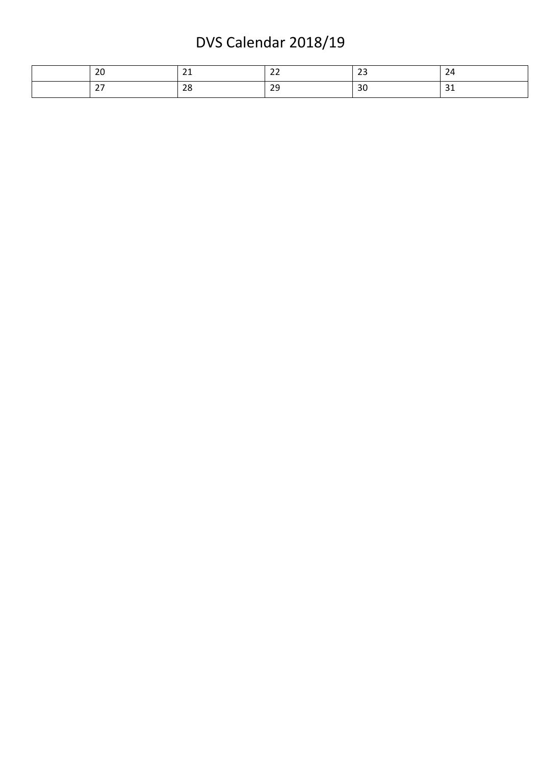# DVS Calendar 2018/19

| | | | | | |
|---|---|---|---|---|---|
| | 20 | 21 | 22 | 23 | 24 |
| | 27 | 28 | 29 | 30 | 31 |